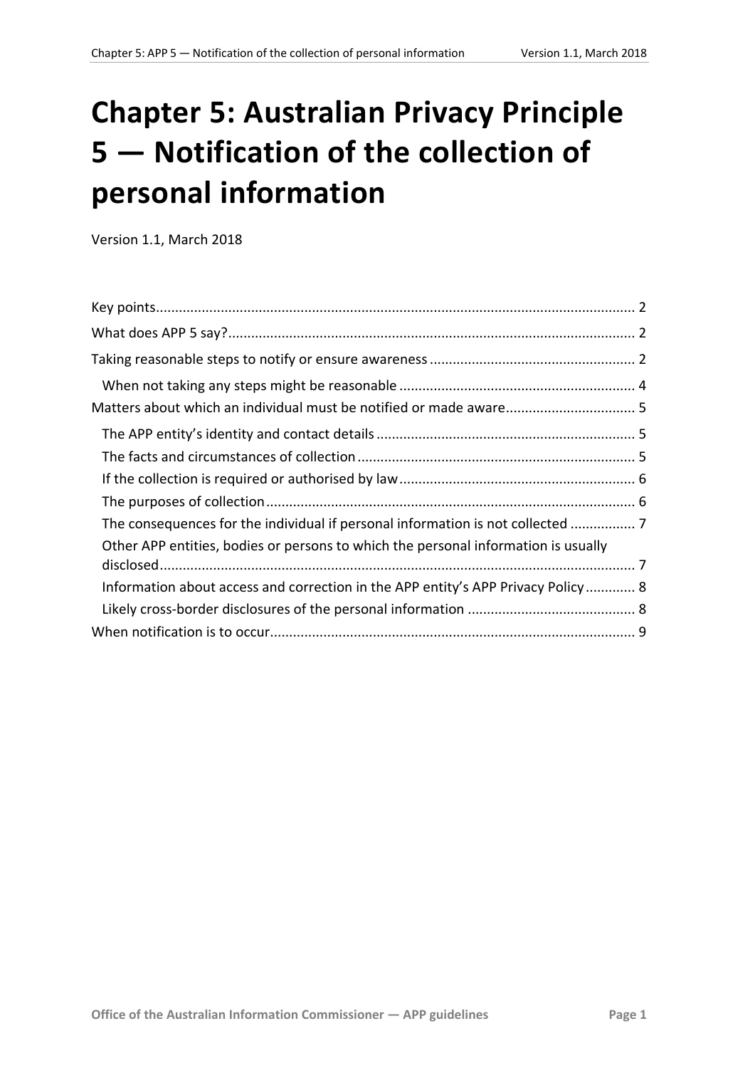# Chapter 5: Australian Privacy Principle 5 — Notification of the collection of personal information

Version 1.1, March 2018

Key points ........ 2

What does APP 5 say? ........ 2

Taking reasonable steps to notify or ensure awareness ........ 2

- When not taking any steps might be reasonable ........ 4

Matters about which an individual must be notified or made aware ........ 5

- The APP entity's identity and contact details ........ 5
- The facts and circumstances of collection ........ 5
- If the collection is required or authorised by law ........ 6
- The purposes of collection ........ 6
- The consequences for the individual if personal information is not collected ........ 7
- Other APP entities, bodies or persons to which the personal information is usually disclosed ........ 7
- Information about access and correction in the APP entity's APP Privacy Policy ........ 8
- Likely cross-border disclosures of the personal information ........ 8

When notification is to occur ........ 9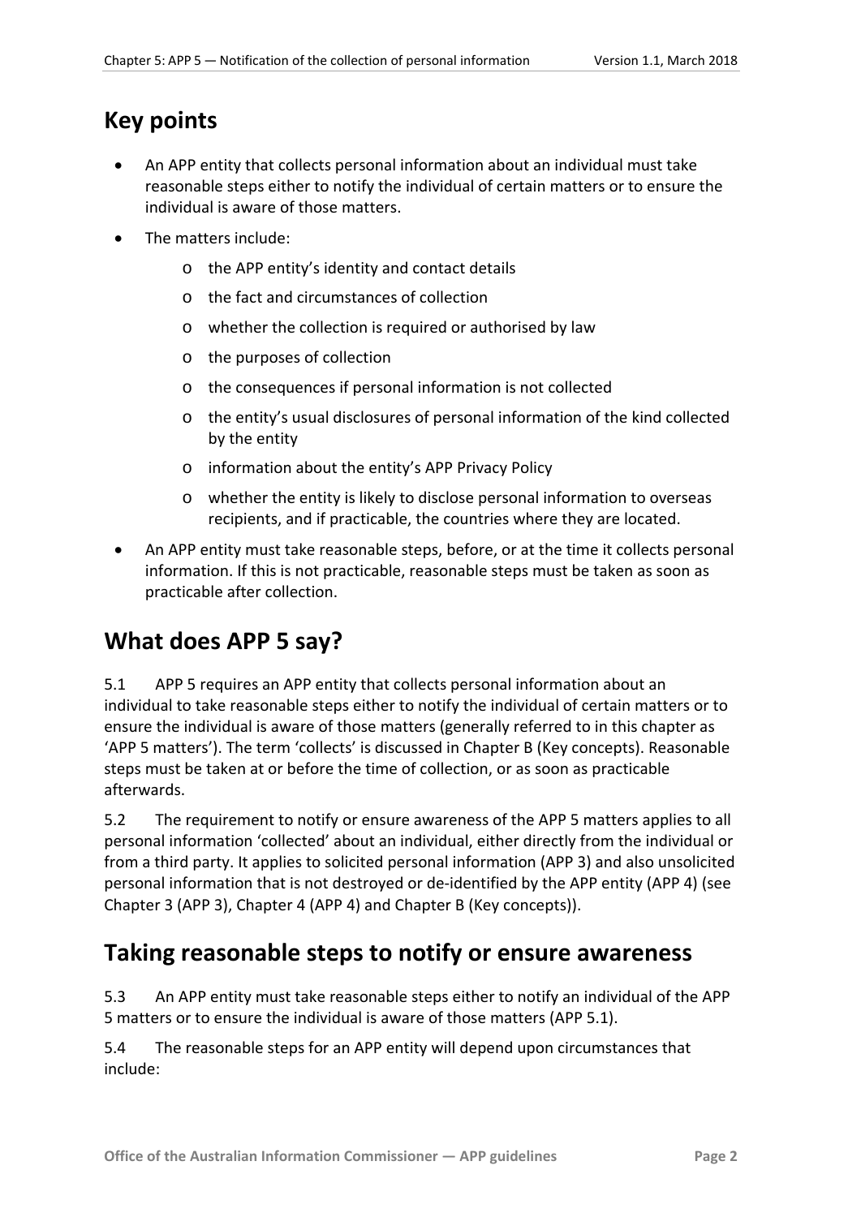## Key points

- An APP entity that collects personal information about an individual must take reasonable steps either to notify the individual of certain matters or to ensure the individual is aware of those matters.
- The matters include:
  - the APP entity's identity and contact details
  - the fact and circumstances of collection
  - whether the collection is required or authorised by law
  - the purposes of collection
  - the consequences if personal information is not collected
  - the entity's usual disclosures of personal information of the kind collected by the entity
  - information about the entity's APP Privacy Policy
  - whether the entity is likely to disclose personal information to overseas recipients, and if practicable, the countries where they are located.
- An APP entity must take reasonable steps, before, or at the time it collects personal information. If this is not practicable, reasonable steps must be taken as soon as practicable after collection.

## What does APP 5 say?

5.1 APP 5 requires an APP entity that collects personal information about an individual to take reasonable steps either to notify the individual of certain matters or to ensure the individual is aware of those matters (generally referred to in this chapter as 'APP 5 matters'). The term 'collects' is discussed in Chapter B (Key concepts). Reasonable steps must be taken at or before the time of collection, or as soon as practicable afterwards.

5.2 The requirement to notify or ensure awareness of the APP 5 matters applies to all personal information 'collected' about an individual, either directly from the individual or from a third party. It applies to solicited personal information (APP 3) and also unsolicited personal information that is not destroyed or de-identified by the APP entity (APP 4) (see Chapter 3 (APP 3), Chapter 4 (APP 4) and Chapter B (Key concepts)).

## Taking reasonable steps to notify or ensure awareness

5.3 An APP entity must take reasonable steps either to notify an individual of the APP 5 matters or to ensure the individual is aware of those matters (APP 5.1).

5.4 The reasonable steps for an APP entity will depend upon circumstances that include: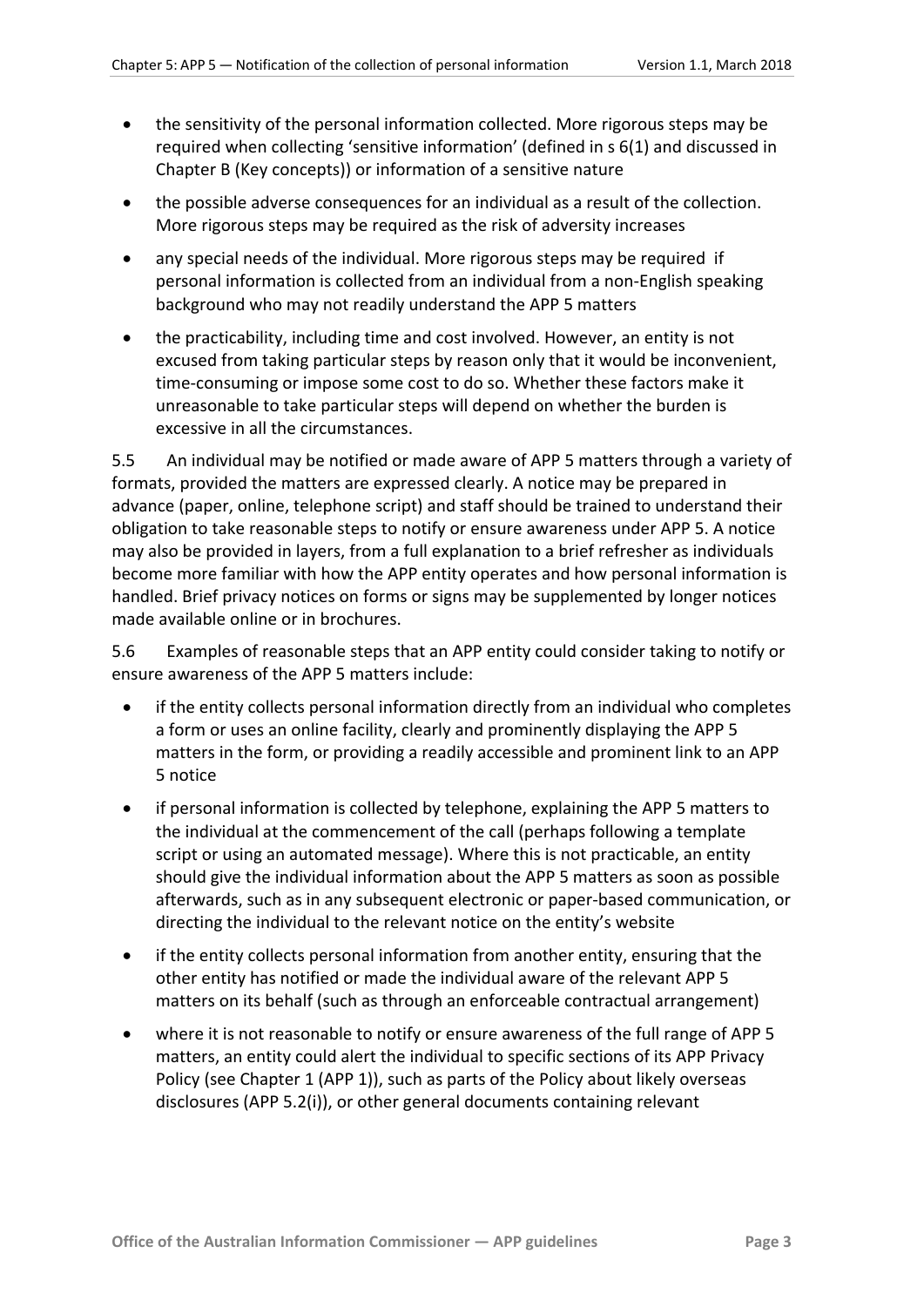- the sensitivity of the personal information collected. More rigorous steps may be required when collecting 'sensitive information' (defined in s 6(1) and discussed in Chapter B (Key concepts)) or information of a sensitive nature
- the possible adverse consequences for an individual as a result of the collection. More rigorous steps may be required as the risk of adversity increases
- any special needs of the individual. More rigorous steps may be required if personal information is collected from an individual from a non-English speaking background who may not readily understand the APP 5 matters
- the practicability, including time and cost involved. However, an entity is not excused from taking particular steps by reason only that it would be inconvenient, time-consuming or impose some cost to do so. Whether these factors make it unreasonable to take particular steps will depend on whether the burden is excessive in all the circumstances.

5.5 An individual may be notified or made aware of APP 5 matters through a variety of formats, provided the matters are expressed clearly. A notice may be prepared in advance (paper, online, telephone script) and staff should be trained to understand their obligation to take reasonable steps to notify or ensure awareness under APP 5. A notice may also be provided in layers, from a full explanation to a brief refresher as individuals become more familiar with how the APP entity operates and how personal information is handled. Brief privacy notices on forms or signs may be supplemented by longer notices made available online or in brochures.

5.6 Examples of reasonable steps that an APP entity could consider taking to notify or ensure awareness of the APP 5 matters include:

- if the entity collects personal information directly from an individual who completes a form or uses an online facility, clearly and prominently displaying the APP 5 matters in the form, or providing a readily accessible and prominent link to an APP 5 notice
- if personal information is collected by telephone, explaining the APP 5 matters to the individual at the commencement of the call (perhaps following a template script or using an automated message). Where this is not practicable, an entity should give the individual information about the APP 5 matters as soon as possible afterwards, such as in any subsequent electronic or paper-based communication, or directing the individual to the relevant notice on the entity's website
- if the entity collects personal information from another entity, ensuring that the other entity has notified or made the individual aware of the relevant APP 5 matters on its behalf (such as through an enforceable contractual arrangement)
- where it is not reasonable to notify or ensure awareness of the full range of APP 5 matters, an entity could alert the individual to specific sections of its APP Privacy Policy (see Chapter 1 (APP 1)), such as parts of the Policy about likely overseas disclosures (APP 5.2(i)), or other general documents containing relevant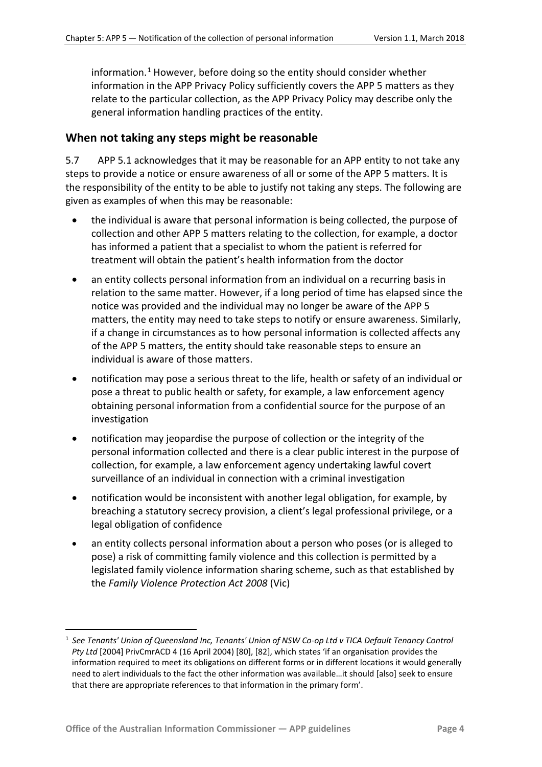information.[1] However, before doing so the entity should consider whether information in the APP Privacy Policy sufficiently covers the APP 5 matters as they relate to the particular collection, as the APP Privacy Policy may describe only the general information handling practices of the entity.

## When not taking any steps might be reasonable

5.7 APP 5.1 acknowledges that it may be reasonable for an APP entity to not take any steps to provide a notice or ensure awareness of all or some of the APP 5 matters. It is the responsibility of the entity to be able to justify not taking any steps. The following are given as examples of when this may be reasonable:

- the individual is aware that personal information is being collected, the purpose of collection and other APP 5 matters relating to the collection, for example, a doctor has informed a patient that a specialist to whom the patient is referred for treatment will obtain the patient's health information from the doctor
- an entity collects personal information from an individual on a recurring basis in relation to the same matter. However, if a long period of time has elapsed since the notice was provided and the individual may no longer be aware of the APP 5 matters, the entity may need to take steps to notify or ensure awareness. Similarly, if a change in circumstances as to how personal information is collected affects any of the APP 5 matters, the entity should take reasonable steps to ensure an individual is aware of those matters.
- notification may pose a serious threat to the life, health or safety of an individual or pose a threat to public health or safety, for example, a law enforcement agency obtaining personal information from a confidential source for the purpose of an investigation
- notification may jeopardise the purpose of collection or the integrity of the personal information collected and there is a clear public interest in the purpose of collection, for example, a law enforcement agency undertaking lawful covert surveillance of an individual in connection with a criminal investigation
- notification would be inconsistent with another legal obligation, for example, by breaching a statutory secrecy provision, a client's legal professional privilege, or a legal obligation of confidence
- an entity collects personal information about a person who poses (or is alleged to pose) a risk of committing family violence and this collection is permitted by a legislated family violence information sharing scheme, such as that established by the *Family Violence Protection Act 2008* (Vic)

---

[1] *See Tenants' Union of Queensland Inc, Tenants' Union of NSW Co-op Ltd v TICA Default Tenancy Control Pty Ltd* [2004] PrivCmrACD 4 (16 April 2004) [80], [82], which states 'if an organisation provides the information required to meet its obligations on different forms or in different locations it would generally need to alert individuals to the fact the other information was available…it should [also] seek to ensure that there are appropriate references to that information in the primary form'.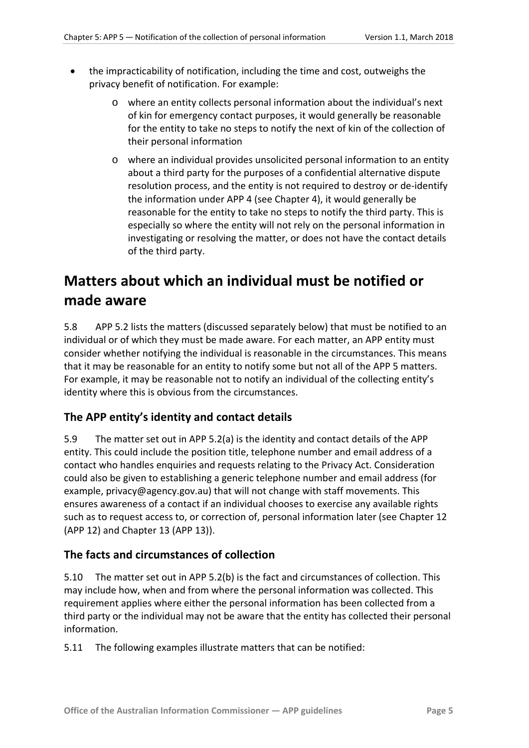- the impracticability of notification, including the time and cost, outweighs the privacy benefit of notification. For example:
    - where an entity collects personal information about the individual's next of kin for emergency contact purposes, it would generally be reasonable for the entity to take no steps to notify the next of kin of the collection of their personal information
    - where an individual provides unsolicited personal information to an entity about a third party for the purposes of a confidential alternative dispute resolution process, and the entity is not required to destroy or de-identify the information under APP 4 (see Chapter 4), it would generally be reasonable for the entity to take no steps to notify the third party. This is especially so where the entity will not rely on the personal information in investigating or resolving the matter, or does not have the contact details of the third party.

# Matters about which an individual must be notified or made aware

5.8 APP 5.2 lists the matters (discussed separately below) that must be notified to an individual or of which they must be made aware. For each matter, an APP entity must consider whether notifying the individual is reasonable in the circumstances. This means that it may be reasonable for an entity to notify some but not all of the APP 5 matters. For example, it may be reasonable not to notify an individual of the collecting entity's identity where this is obvious from the circumstances.

## The APP entity's identity and contact details

5.9 The matter set out in APP 5.2(a) is the identity and contact details of the APP entity. This could include the position title, telephone number and email address of a contact who handles enquiries and requests relating to the Privacy Act. Consideration could also be given to establishing a generic telephone number and email address (for example, privacy@agency.gov.au) that will not change with staff movements. This ensures awareness of a contact if an individual chooses to exercise any available rights such as to request access to, or correction of, personal information later (see Chapter 12 (APP 12) and Chapter 13 (APP 13)).

## The facts and circumstances of collection

5.10 The matter set out in APP 5.2(b) is the fact and circumstances of collection. This may include how, when and from where the personal information was collected. This requirement applies where either the personal information has been collected from a third party or the individual may not be aware that the entity has collected their personal information.

5.11 The following examples illustrate matters that can be notified: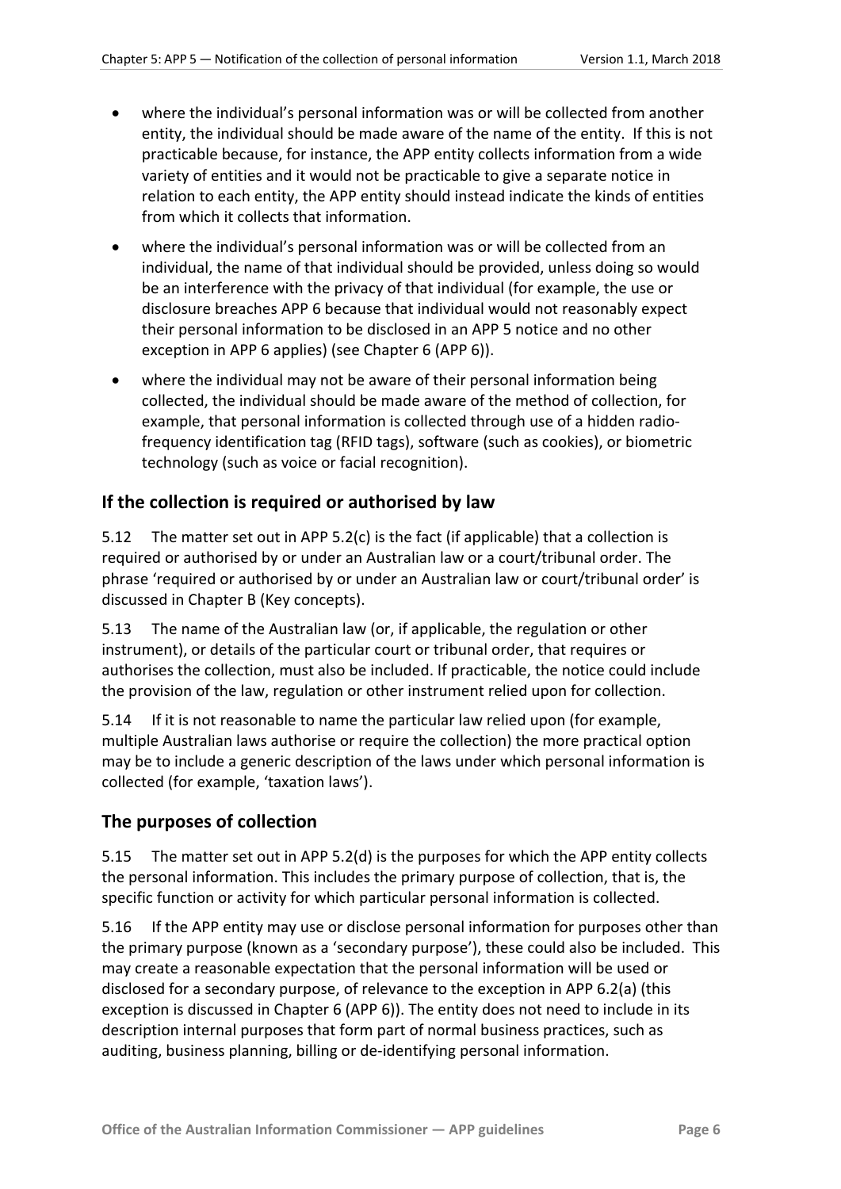- where the individual's personal information was or will be collected from another entity, the individual should be made aware of the name of the entity. If this is not practicable because, for instance, the APP entity collects information from a wide variety of entities and it would not be practicable to give a separate notice in relation to each entity, the APP entity should instead indicate the kinds of entities from which it collects that information.
- where the individual's personal information was or will be collected from an individual, the name of that individual should be provided, unless doing so would be an interference with the privacy of that individual (for example, the use or disclosure breaches APP 6 because that individual would not reasonably expect their personal information to be disclosed in an APP 5 notice and no other exception in APP 6 applies) (see Chapter 6 (APP 6)).
- where the individual may not be aware of their personal information being collected, the individual should be made aware of the method of collection, for example, that personal information is collected through use of a hidden radio-frequency identification tag (RFID tags), software (such as cookies), or biometric technology (such as voice or facial recognition).

## If the collection is required or authorised by law

5.12 The matter set out in APP 5.2(c) is the fact (if applicable) that a collection is required or authorised by or under an Australian law or a court/tribunal order. The phrase 'required or authorised by or under an Australian law or court/tribunal order' is discussed in Chapter B (Key concepts).

5.13 The name of the Australian law (or, if applicable, the regulation or other instrument), or details of the particular court or tribunal order, that requires or authorises the collection, must also be included. If practicable, the notice could include the provision of the law, regulation or other instrument relied upon for collection.

5.14 If it is not reasonable to name the particular law relied upon (for example, multiple Australian laws authorise or require the collection) the more practical option may be to include a generic description of the laws under which personal information is collected (for example, 'taxation laws').

## The purposes of collection

5.15 The matter set out in APP 5.2(d) is the purposes for which the APP entity collects the personal information. This includes the primary purpose of collection, that is, the specific function or activity for which particular personal information is collected.

5.16 If the APP entity may use or disclose personal information for purposes other than the primary purpose (known as a 'secondary purpose'), these could also be included. This may create a reasonable expectation that the personal information will be used or disclosed for a secondary purpose, of relevance to the exception in APP 6.2(a) (this exception is discussed in Chapter 6 (APP 6)). The entity does not need to include in its description internal purposes that form part of normal business practices, such as auditing, business planning, billing or de-identifying personal information.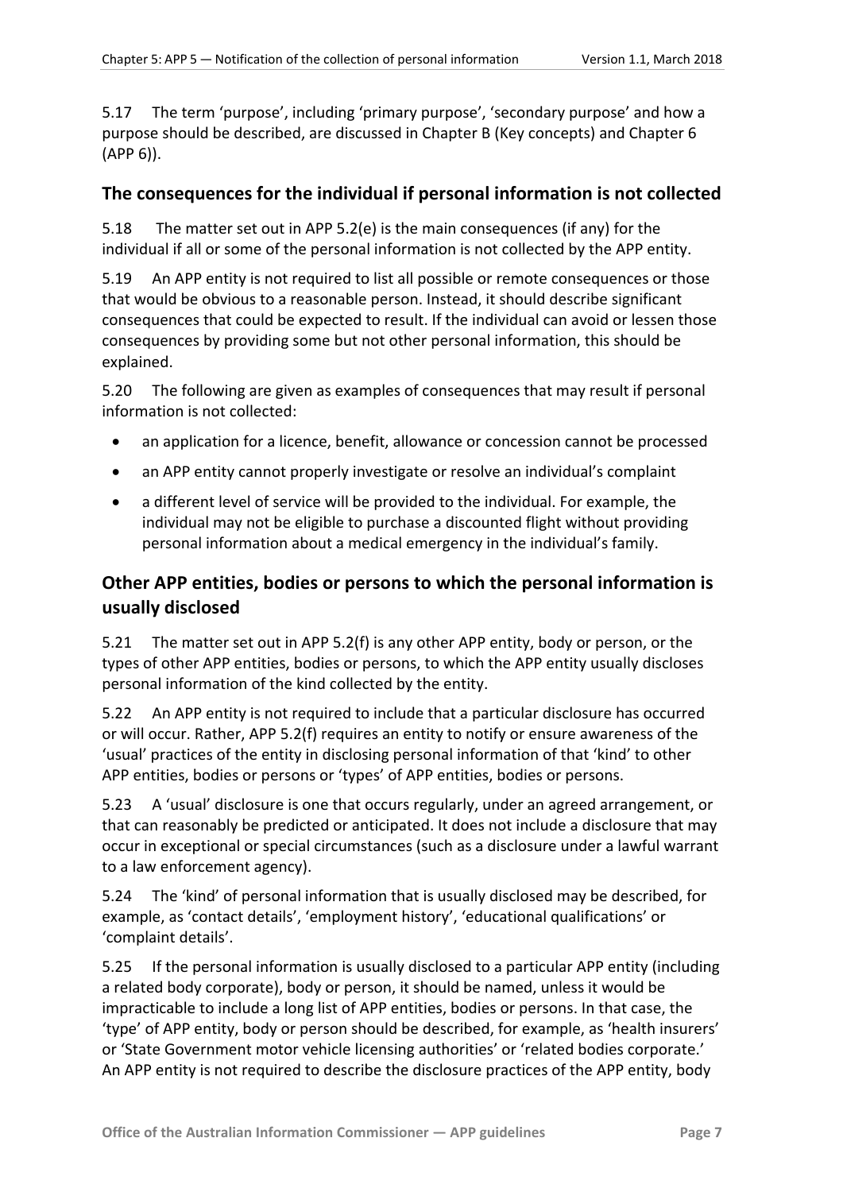5.17 The term 'purpose', including 'primary purpose', 'secondary purpose' and how a purpose should be described, are discussed in Chapter B (Key concepts) and Chapter 6 (APP 6)).

## The consequences for the individual if personal information is not collected

5.18 The matter set out in APP 5.2(e) is the main consequences (if any) for the individual if all or some of the personal information is not collected by the APP entity.

5.19 An APP entity is not required to list all possible or remote consequences or those that would be obvious to a reasonable person. Instead, it should describe significant consequences that could be expected to result. If the individual can avoid or lessen those consequences by providing some but not other personal information, this should be explained.

5.20 The following are given as examples of consequences that may result if personal information is not collected:

- an application for a licence, benefit, allowance or concession cannot be processed
- an APP entity cannot properly investigate or resolve an individual's complaint
- a different level of service will be provided to the individual. For example, the individual may not be eligible to purchase a discounted flight without providing personal information about a medical emergency in the individual's family.

## Other APP entities, bodies or persons to which the personal information is usually disclosed

5.21 The matter set out in APP 5.2(f) is any other APP entity, body or person, or the types of other APP entities, bodies or persons, to which the APP entity usually discloses personal information of the kind collected by the entity.

5.22 An APP entity is not required to include that a particular disclosure has occurred or will occur. Rather, APP 5.2(f) requires an entity to notify or ensure awareness of the 'usual' practices of the entity in disclosing personal information of that 'kind' to other APP entities, bodies or persons or 'types' of APP entities, bodies or persons.

5.23 A 'usual' disclosure is one that occurs regularly, under an agreed arrangement, or that can reasonably be predicted or anticipated. It does not include a disclosure that may occur in exceptional or special circumstances (such as a disclosure under a lawful warrant to a law enforcement agency).

5.24 The 'kind' of personal information that is usually disclosed may be described, for example, as 'contact details', 'employment history', 'educational qualifications' or 'complaint details'.

5.25 If the personal information is usually disclosed to a particular APP entity (including a related body corporate), body or person, it should be named, unless it would be impracticable to include a long list of APP entities, bodies or persons. In that case, the 'type' of APP entity, body or person should be described, for example, as 'health insurers' or 'State Government motor vehicle licensing authorities' or 'related bodies corporate.' An APP entity is not required to describe the disclosure practices of the APP entity, body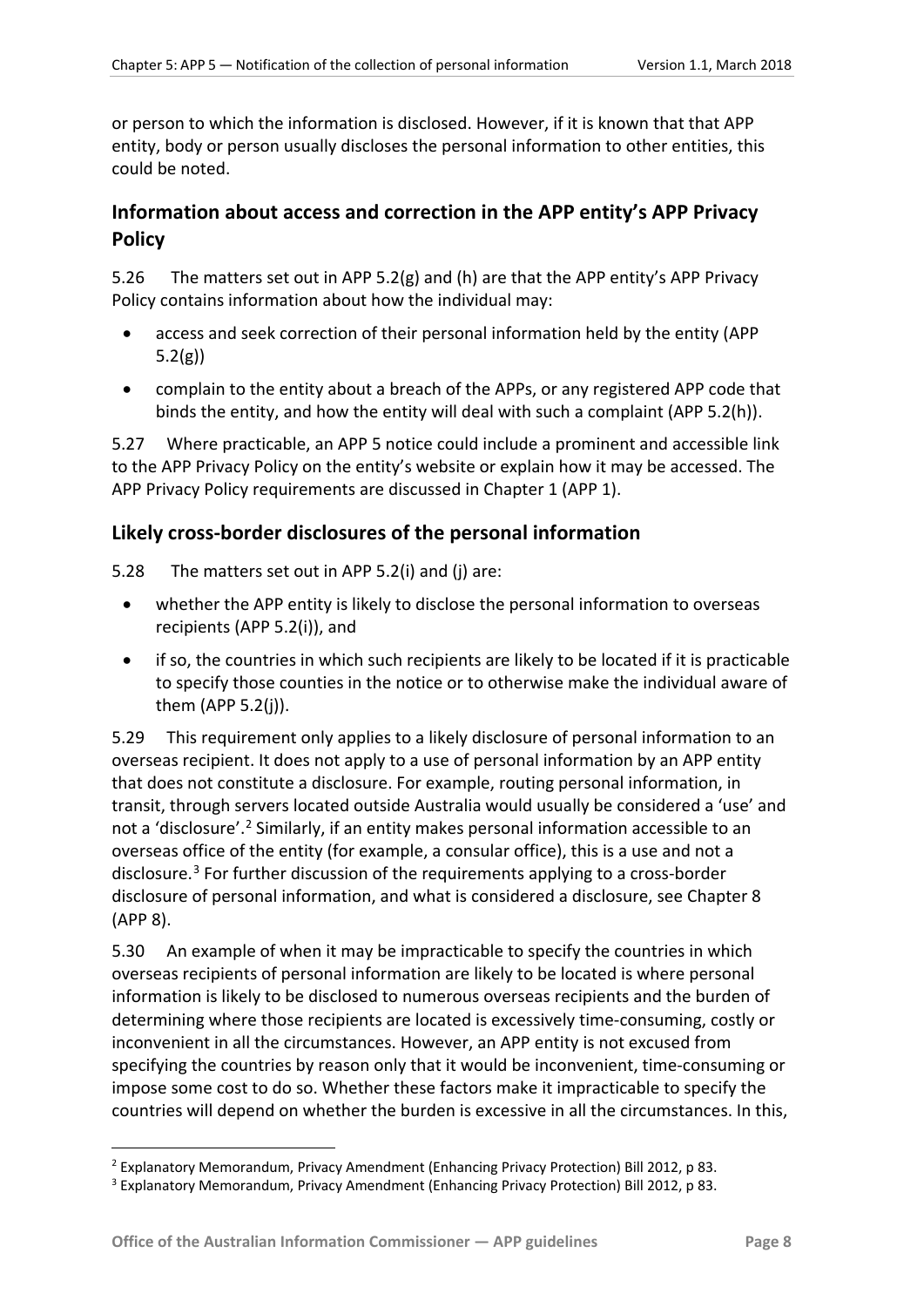or person to which the information is disclosed. However, if it is known that that APP entity, body or person usually discloses the personal information to other entities, this could be noted.

## Information about access and correction in the APP entity's APP Privacy Policy

5.26 The matters set out in APP 5.2(g) and (h) are that the APP entity's APP Privacy Policy contains information about how the individual may:

- access and seek correction of their personal information held by the entity (APP 5.2(g))
- complain to the entity about a breach of the APPs, or any registered APP code that binds the entity, and how the entity will deal with such a complaint (APP 5.2(h)).

5.27 Where practicable, an APP 5 notice could include a prominent and accessible link to the APP Privacy Policy on the entity's website or explain how it may be accessed. The APP Privacy Policy requirements are discussed in Chapter 1 (APP 1).

## Likely cross-border disclosures of the personal information

5.28 The matters set out in APP 5.2(i) and (j) are:

- whether the APP entity is likely to disclose the personal information to overseas recipients (APP 5.2(i)), and
- if so, the countries in which such recipients are likely to be located if it is practicable to specify those counties in the notice or to otherwise make the individual aware of them (APP 5.2(j)).

5.29 This requirement only applies to a likely disclosure of personal information to an overseas recipient. It does not apply to a use of personal information by an APP entity that does not constitute a disclosure. For example, routing personal information, in transit, through servers located outside Australia would usually be considered a 'use' and not a 'disclosure'.[2] Similarly, if an entity makes personal information accessible to an overseas office of the entity (for example, a consular office), this is a use and not a disclosure.[3] For further discussion of the requirements applying to a cross-border disclosure of personal information, and what is considered a disclosure, see Chapter 8 (APP 8).

5.30 An example of when it may be impracticable to specify the countries in which overseas recipients of personal information are likely to be located is where personal information is likely to be disclosed to numerous overseas recipients and the burden of determining where those recipients are located is excessively time-consuming, costly or inconvenient in all the circumstances. However, an APP entity is not excused from specifying the countries by reason only that it would be inconvenient, time-consuming or impose some cost to do so. Whether these factors make it impracticable to specify the countries will depend on whether the burden is excessive in all the circumstances. In this,

---

[2] Explanatory Memorandum, Privacy Amendment (Enhancing Privacy Protection) Bill 2012, p 83.

[3] Explanatory Memorandum, Privacy Amendment (Enhancing Privacy Protection) Bill 2012, p 83.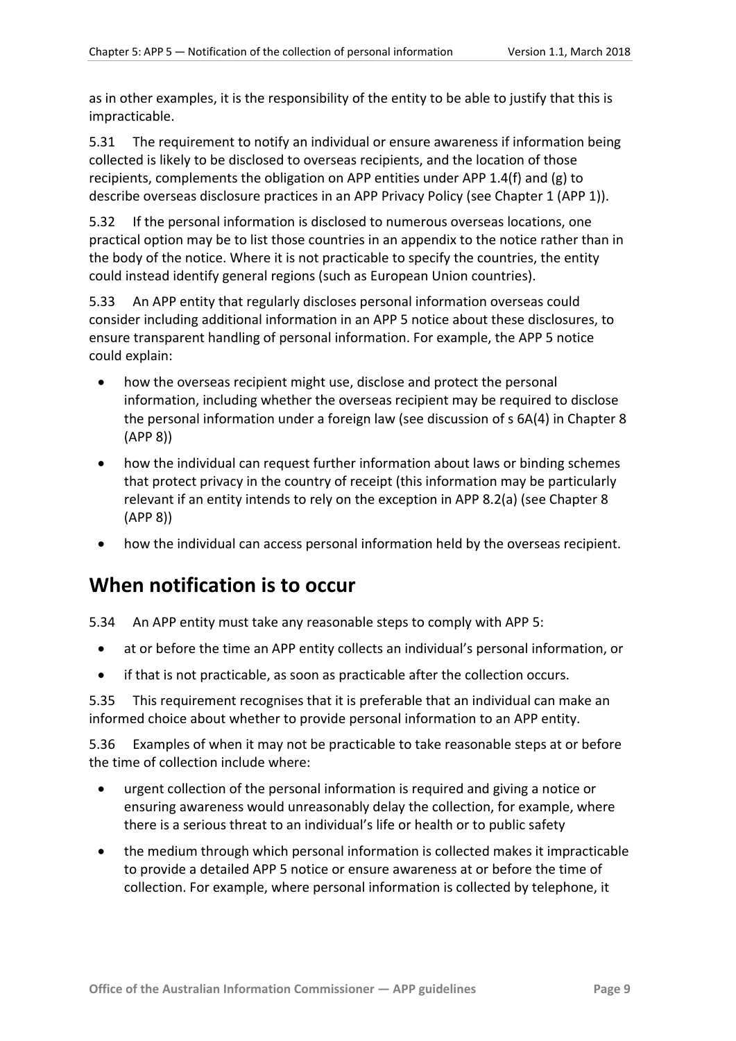as in other examples, it is the responsibility of the entity to be able to justify that this is impracticable.

5.31 The requirement to notify an individual or ensure awareness if information being collected is likely to be disclosed to overseas recipients, and the location of those recipients, complements the obligation on APP entities under APP 1.4(f) and (g) to describe overseas disclosure practices in an APP Privacy Policy (see Chapter 1 (APP 1)).

5.32 If the personal information is disclosed to numerous overseas locations, one practical option may be to list those countries in an appendix to the notice rather than in the body of the notice. Where it is not practicable to specify the countries, the entity could instead identify general regions (such as European Union countries).

5.33 An APP entity that regularly discloses personal information overseas could consider including additional information in an APP 5 notice about these disclosures, to ensure transparent handling of personal information. For example, the APP 5 notice could explain:

- how the overseas recipient might use, disclose and protect the personal information, including whether the overseas recipient may be required to disclose the personal information under a foreign law (see discussion of s 6A(4) in Chapter 8 (APP 8))
- how the individual can request further information about laws or binding schemes that protect privacy in the country of receipt (this information may be particularly relevant if an entity intends to rely on the exception in APP 8.2(a) (see Chapter 8 (APP 8))
- how the individual can access personal information held by the overseas recipient.

## When notification is to occur

5.34 An APP entity must take any reasonable steps to comply with APP 5:

- at or before the time an APP entity collects an individual's personal information, or
- if that is not practicable, as soon as practicable after the collection occurs.

5.35 This requirement recognises that it is preferable that an individual can make an informed choice about whether to provide personal information to an APP entity.

5.36 Examples of when it may not be practicable to take reasonable steps at or before the time of collection include where:

- urgent collection of the personal information is required and giving a notice or ensuring awareness would unreasonably delay the collection, for example, where there is a serious threat to an individual's life or health or to public safety
- the medium through which personal information is collected makes it impracticable to provide a detailed APP 5 notice or ensure awareness at or before the time of collection. For example, where personal information is collected by telephone, it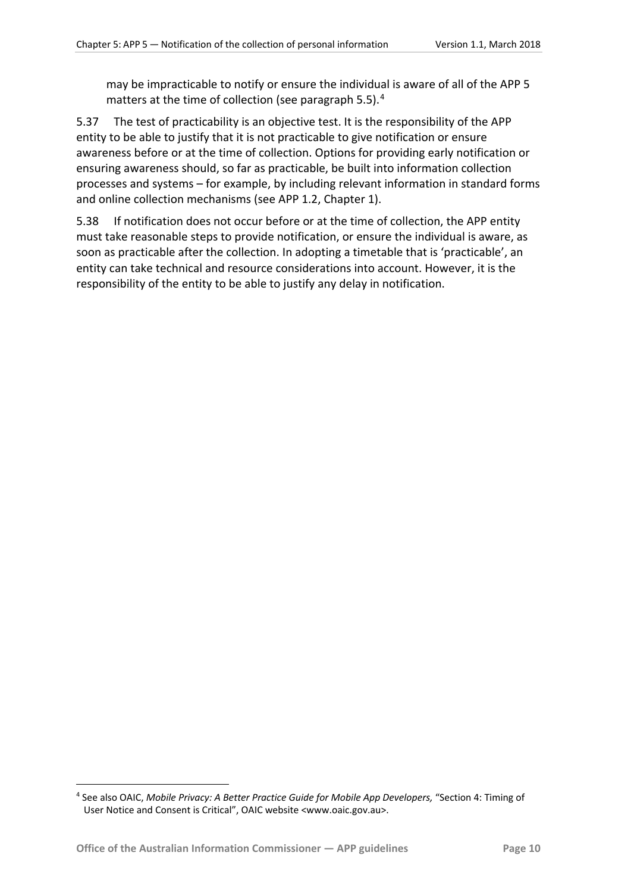may be impracticable to notify or ensure the individual is aware of all of the APP 5 matters at the time of collection (see paragraph 5.5).[4]

5.37 The test of practicability is an objective test. It is the responsibility of the APP entity to be able to justify that it is not practicable to give notification or ensure awareness before or at the time of collection. Options for providing early notification or ensuring awareness should, so far as practicable, be built into information collection processes and systems – for example, by including relevant information in standard forms and online collection mechanisms (see APP 1.2, Chapter 1).

5.38 If notification does not occur before or at the time of collection, the APP entity must take reasonable steps to provide notification, or ensure the individual is aware, as soon as practicable after the collection. In adopting a timetable that is 'practicable', an entity can take technical and resource considerations into account. However, it is the responsibility of the entity to be able to justify any delay in notification.

[4] See also OAIC, *Mobile Privacy: A Better Practice Guide for Mobile App Developers,* "Section 4: Timing of User Notice and Consent is Critical", OAIC website <www.oaic.gov.au>.